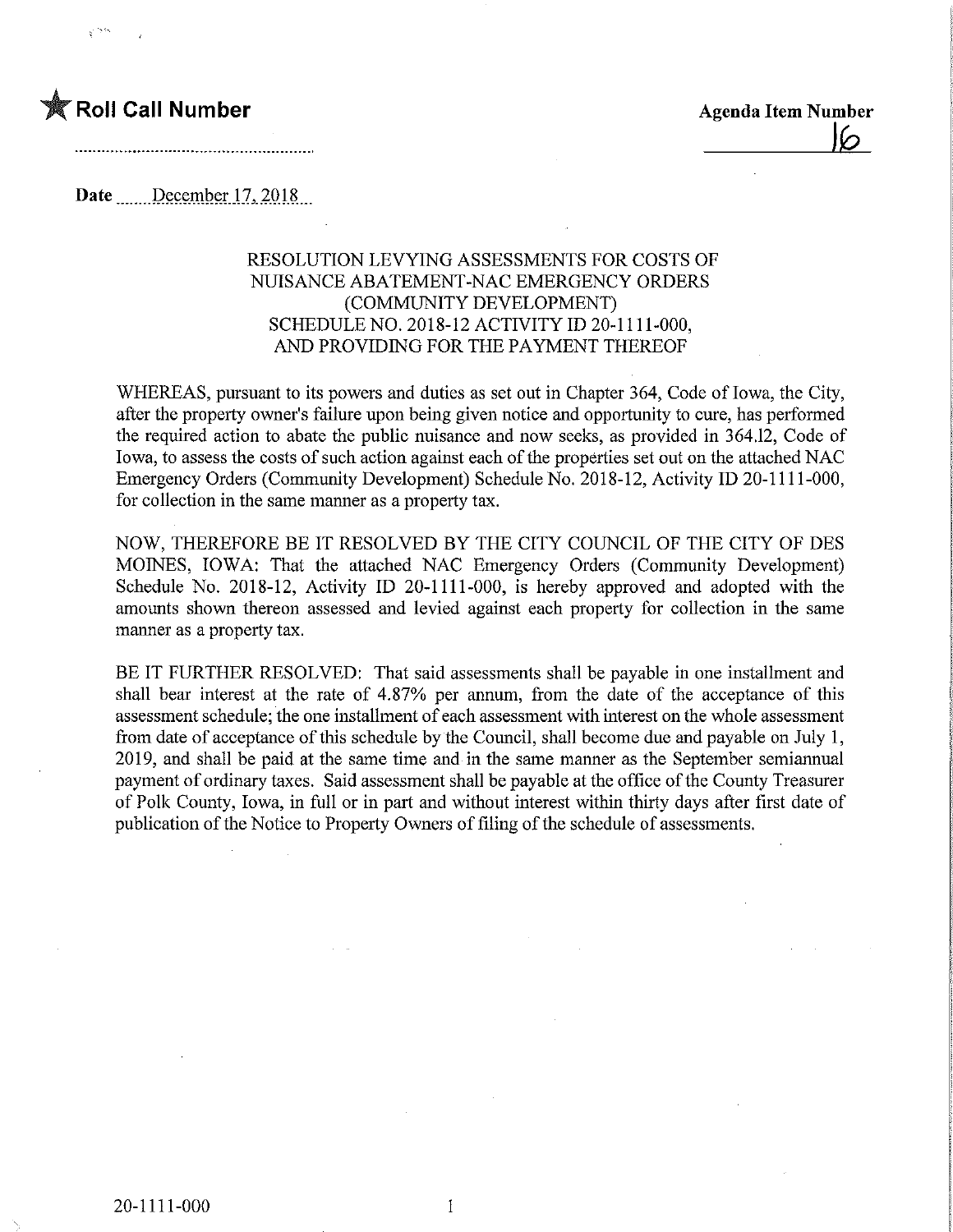**★ Roll Call Number**

**Agenda Item Number**
16

**Date** December 17, 2018

RESOLUTION LEVYING ASSESSMENTS FOR COSTS OF NUISANCE ABATEMENT-NAC EMERGENCY ORDERS (COMMUNITY DEVELOPMENT) SCHEDULE NO. 2018-12 ACTIVITY ID 20-1111-000, AND PROVIDING FOR THE PAYMENT THEREOF

WHEREAS, pursuant to its powers and duties as set out in Chapter 364, Code of Iowa, the City, after the property owner's failure upon being given notice and opportunity to cure, has performed the required action to abate the public nuisance and now seeks, as provided in 364.12, Code of Iowa, to assess the costs of such action against each of the properties set out on the attached NAC Emergency Orders (Community Development) Schedule No. 2018-12, Activity ID 20-1111-000, for collection in the same manner as a property tax.

NOW, THEREFORE BE IT RESOLVED BY THE CITY COUNCIL OF THE CITY OF DES MOINES, IOWA: That the attached NAC Emergency Orders (Community Development) Schedule No. 2018-12, Activity ID 20-1111-000, is hereby approved and adopted with the amounts shown thereon assessed and levied against each property for collection in the same manner as a property tax.

BE IT FURTHER RESOLVED: That said assessments shall be payable in one installment and shall bear interest at the rate of 4.87% per annum, from the date of the acceptance of this assessment schedule; the one installment of each assessment with interest on the whole assessment from date of acceptance of this schedule by the Council, shall become due and payable on July 1, 2019, and shall be paid at the same time and in the same manner as the September semiannual payment of ordinary taxes. Said assessment shall be payable at the office of the County Treasurer of Polk County, Iowa, in full or in part and without interest within thirty days after first date of publication of the Notice to Property Owners of filing of the schedule of assessments.

20-1111-000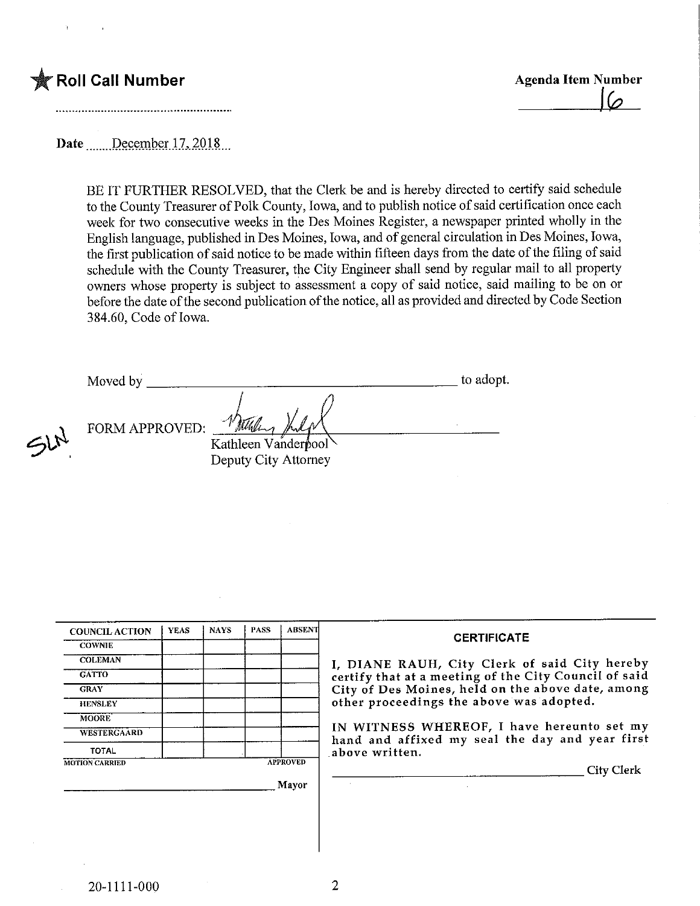★ **Roll Call Number**

**Agenda Item Number**
16

**Date** December 17, 2018

BE IT FURTHER RESOLVED, that the Clerk be and is hereby directed to certify said schedule to the County Treasurer of Polk County, Iowa, and to publish notice of said certification once each week for two consecutive weeks in the Des Moines Register, a newspaper printed wholly in the English language, published in Des Moines, Iowa, and of general circulation in Des Moines, Iowa, the first publication of said notice to be made within fifteen days from the date of the filing of said schedule with the County Treasurer, the City Engineer shall send by regular mail to all property owners whose property is subject to assessment a copy of said notice, said mailing to be on or before the date of the second publication of the notice, all as provided and directed by Code Section 384.60, Code of Iowa.

Moved by ______________________________ to adopt.

SLN

FORM APPROVED: [signature]
Kathleen Vanderpool
Deputy City Attorney

| COUNCIL ACTION | YEAS | NAYS | PASS | ABSENT |
|---|---|---|---|---|
| COWNIE | | | | |
| COLEMAN | | | | |
| GATTO | | | | |
| GRAY | | | | |
| HENSLEY | | | | |
| MOORE | | | | |
| WESTERGAARD | | | | |
| TOTAL | | | | |

MOTION CARRIED APPROVED

______________________________ Mayor

**CERTIFICATE**

I, DIANE RAUH, City Clerk of said City hereby certify that at a meeting of the City Council of said City of Des Moines, held on the above date, among other proceedings the above was adopted.

IN WITNESS WHEREOF, I have hereunto set my hand and affixed my seal the day and year first above written.

______________________________ City Clerk

20-1111-000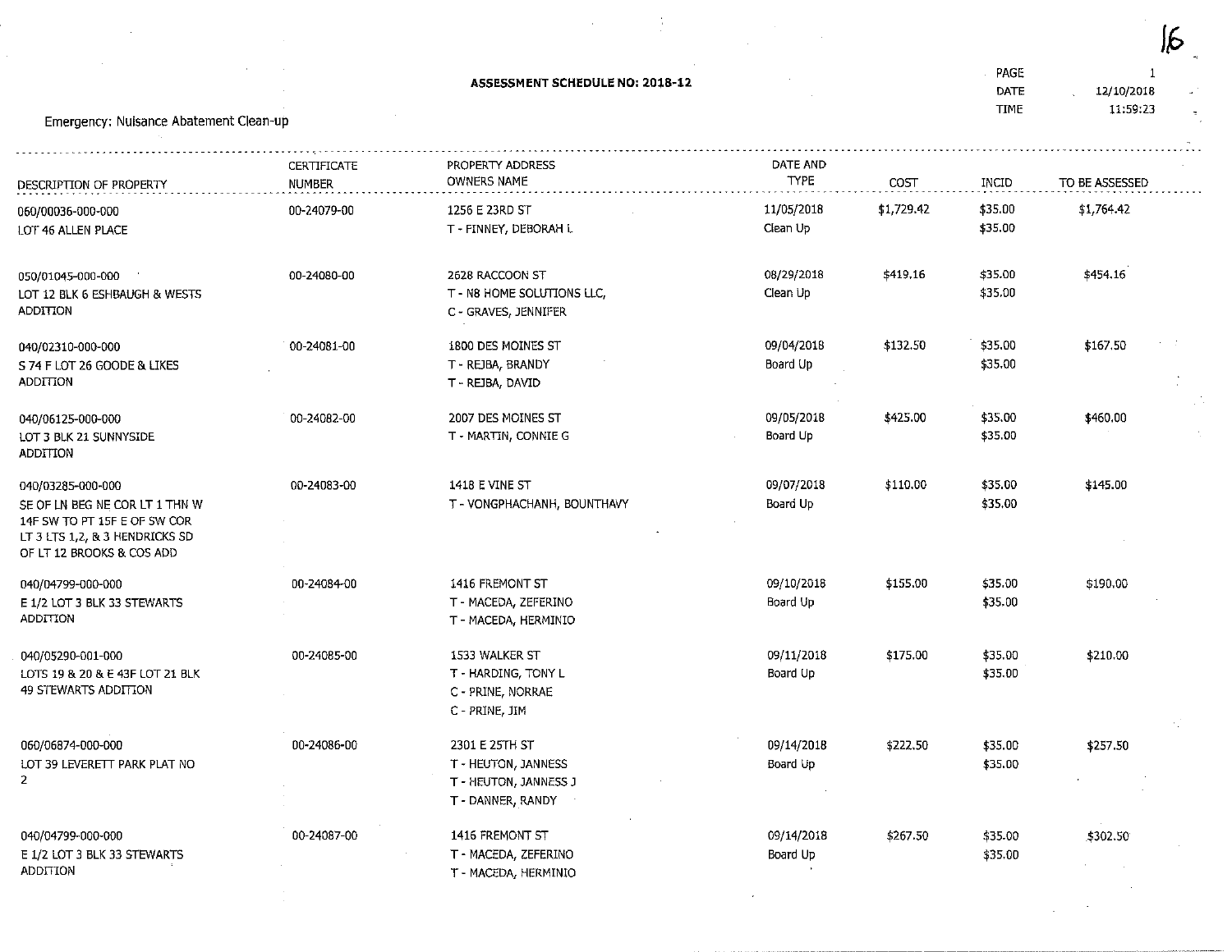16

## ASSESSMENT SCHEDULE NO: 2018-12

PAGE 1
DATE 12/10/2018
TIME 11:59:23

Emergency: Nuisance Abatement Clean-up

| DESCRIPTION OF PROPERTY | CERTIFICATE NUMBER | PROPERTY ADDRESS OWNERS NAME | DATE AND TYPE | COST | INCID | TO BE ASSESSED |
|---|---|---|---|---|---|---|
| 060/00036-000-000<br>LOT 46 ALLEN PLACE | 00-24079-00 | 1256 E 23RD ST<br>T - FINNEY, DEBORAH L | 11/05/2018<br>Clean Up | $1,729.42 | $35.00<br>$35.00 | $1,764.42 |
| 050/01045-000-000<br>LOT 12 BLK 6 ESHBAUGH & WESTS ADDITION | 00-24080-00 | 2628 RACCOON ST<br>T - N8 HOME SOLUTIONS LLC,<br>C - GRAVES, JENNIFER | 08/29/2018<br>Clean Up | $419.16 | $35.00<br>$35.00 | $454.16 |
| 040/02310-000-000<br>S 74 F LOT 26 GOODE & LIKES ADDITION | 00-24081-00 | 1800 DES MOINES ST<br>T - REJBA, BRANDY<br>T - REJBA, DAVID | 09/04/2018<br>Board Up | $132.50 | $35.00<br>$35.00 | $167.50 |
| 040/06125-000-000<br>LOT 3 BLK 21 SUNNYSIDE ADDITION | 00-24082-00 | 2007 DES MOINES ST<br>T - MARTIN, CONNIE G | 09/05/2018<br>Board Up | $425.00 | $35.00<br>$35.00 | $460.00 |
| 040/03285-000-000<br>SE OF LN BEG NE COR LT 1 THN W 14F SW TO PT 15F E OF SW COR LT 3 LTS 1,2, & 3 HENDRICKS SD OF LT 12 BROOKS & COS ADD | 00-24083-00 | 1418 E VINE ST<br>T - VONGPHACHANH, BOUNTHAVY | 09/07/2018<br>Board Up | $110.00 | $35.00<br>$35.00 | $145.00 |
| 040/04799-000-000<br>E 1/2 LOT 3 BLK 33 STEWARTS ADDITION | 00-24084-00 | 1416 FREMONT ST<br>T - MACEDA, ZEFERINO<br>T - MACEDA, HERMINIO | 09/10/2018<br>Board Up | $155.00 | $35.00<br>$35.00 | $190.00 |
| 040/05290-001-000<br>LOTS 19 & 20 & E 43F LOT 21 BLK 49 STEWARTS ADDITION | 00-24085-00 | 1533 WALKER ST<br>T - HARDING, TONY L<br>C - PRINE, NORRAE<br>C - PRINE, JIM | 09/11/2018<br>Board Up | $175.00 | $35.00<br>$35.00 | $210.00 |
| 060/06874-000-000<br>LOT 39 LEVERETT PARK PLAT NO 2 | 00-24086-00 | 2301 E 25TH ST<br>T - HEUTON, JANNESS<br>T - HEUTON, JANNESS J<br>T - DANNER, RANDY | 09/14/2018<br>Board Up | $222.50 | $35.00<br>$35.00 | $257.50 |
| 040/04799-000-000<br>E 1/2 LOT 3 BLK 33 STEWARTS ADDITION | 00-24087-00 | 1416 FREMONT ST<br>T - MACEDA, ZEFERINO<br>T - MACEDA, HERMINIO | 09/14/2018<br>Board Up | $267.50 | $35.00<br>$35.00 | $302.50 |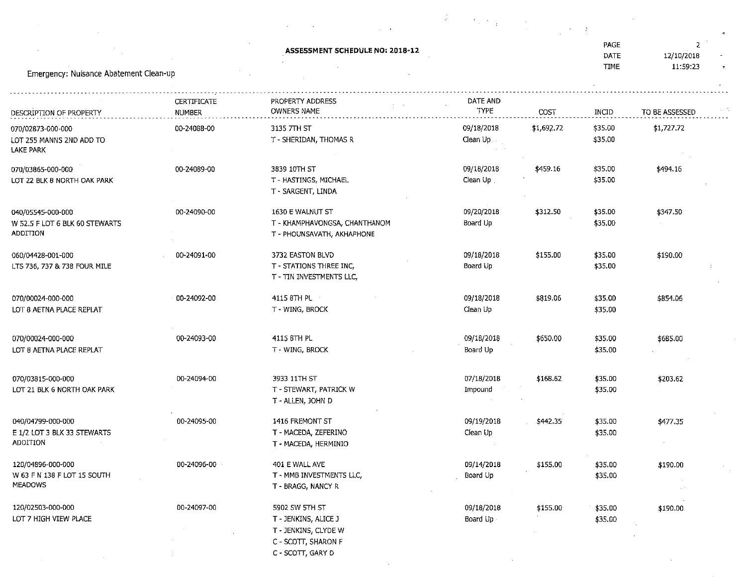**ASSESSMENT SCHEDULE NO: 2018-12**

PAGE 2
DATE 12/10/2018
TIME 11:59:23

Emergency: Nuisance Abatement Clean-up

| DESCRIPTION OF PROPERTY | CERTIFICATE NUMBER | PROPERTY ADDRESS OWNERS NAME | DATE AND TYPE | COST | INCID | TO BE ASSESSED |
|---|---|---|---|---|---|---|
| 070/02873-000-000<br>LOT 255 MANNS 2ND ADD TO LAKE PARK | 00-24088-00 | 3135 7TH ST<br>T - SHERIDAN, THOMAS R | 09/18/2018<br>Clean Up | $1,692.72 | $35.00<br>$35.00 | $1,727.72 |
| 070/03865-000-000<br>LOT 22 BLK 8 NORTH OAK PARK | 00-24089-00 | 3839 10TH ST<br>T - HASTINGS, MICHAEL<br>T - SARGENT, LINDA | 09/18/2018<br>Clean Up | $459.16 | $35.00<br>$35.00 | $494.16 |
| 040/05545-000-000<br>W 52.5 F LOT 6 BLK 60 STEWARTS ADDITION | 00-24090-00 | 1630 E WALNUT ST<br>T - KHAMPHAVONGSA, CHANTHANOM<br>T - PHOUNSAVATH, AKHAPHONE | 09/20/2018<br>Board Up | $312.50 | $35.00<br>$35.00 | $347.50 |
| 060/04428-001-000<br>LTS 736, 737 & 738 FOUR MILE | 00-24091-00 | 3732 EASTON BLVD<br>T - STATIONS THREE INC,<br>T - TIN INVESTMENTS LLC, | 09/18/2018<br>Board Up | $155.00 | $35.00<br>$35.00 | $190.00 |
| 070/00024-000-000<br>LOT 8 AETNA PLACE REPLAT | 00-24092-00 | 4115 8TH PL<br>T - WING, BROCK | 09/18/2018<br>Clean Up | $819.06 | $35.00<br>$35.00 | $854.06 |
| 070/00024-000-000<br>LOT 8 AETNA PLACE REPLAT | 00-24093-00 | 4115 8TH PL<br>T - WING, BROCK | 09/18/2018<br>Board Up | $650.00 | $35.00<br>$35.00 | $685.00 |
| 070/03815-000-000<br>LOT 21 BLK 6 NORTH OAK PARK | 00-24094-00 | 3933 11TH ST<br>T - STEWART, PATRICK W<br>T - ALLEN, JOHN D | 07/18/2018<br>Impound | $168.62 | $35.00<br>$35.00 | $203.62 |
| 040/04799-000-000<br>E 1/2 LOT 3 BLK 33 STEWARTS ADDITION | 00-24095-00 | 1416 FREMONT ST<br>T - MACEDA, ZEFERINO<br>T - MACEDA, HERMINIO | 09/19/2018<br>Clean Up | $442.35 | $35.00<br>$35.00 | $477.35 |
| 120/04896-000-000<br>W 63 F N 138 F LOT 15 SOUTH MEADOWS | 00-24096-00 | 401 E WALL AVE<br>T - MMB INVESTMENTS LLC,<br>T - BRAGG, NANCY R | 09/14/2018<br>Board Up | $155.00 | $35.00<br>$35.00 | $190.00 |
| 120/02503-000-000<br>LOT 7 HIGH VIEW PLACE | 00-24097-00 | 5902 SW 5TH ST<br>T - JENKINS, ALICE J<br>T - JENKINS, CLYDE W<br>C - SCOTT, SHARON F<br>C - SCOTT, GARY D | 09/18/2018<br>Board Up | $155.00 | $35.00<br>$35.00 | $190.00 |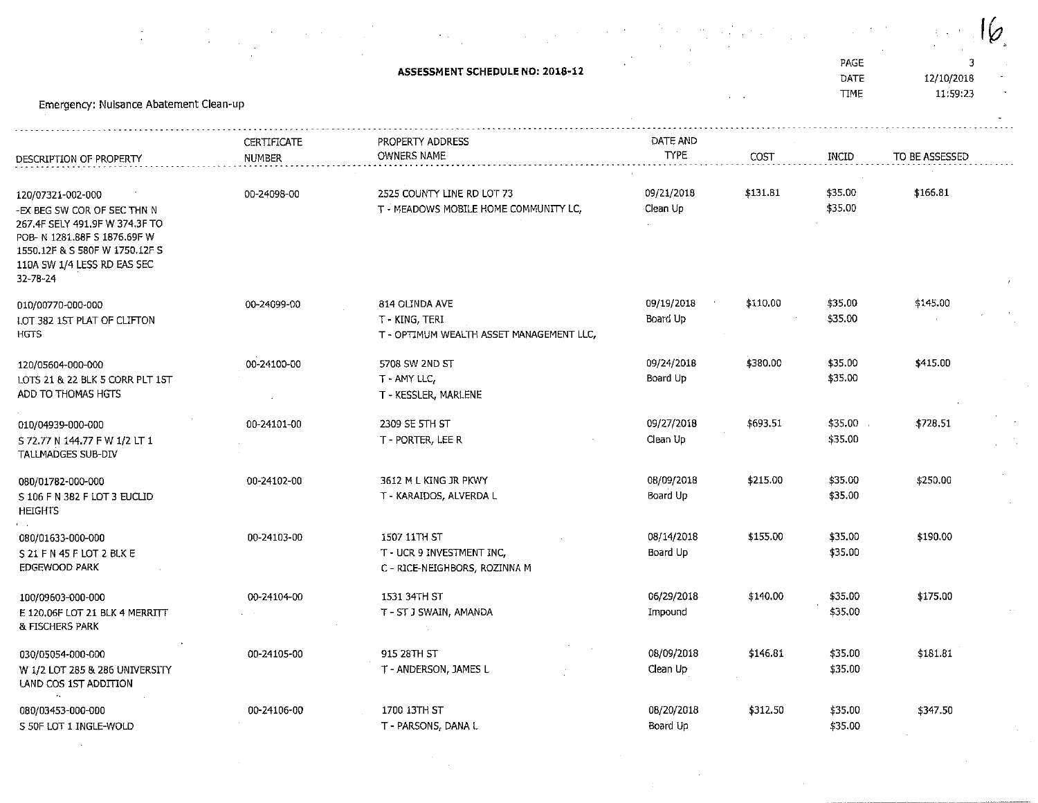**ASSESSMENT SCHEDULE NO: 2018-12**

Emergency: Nuisance Abatement Clean-up

| DESCRIPTION OF PROPERTY | CERTIFICATE NUMBER | PROPERTY ADDRESS OWNERS NAME | DATE AND TYPE | COST | INCID | TO BE ASSESSED |
|---|---|---|---|---|---|---|
| 120/07321-002-000 -EX BEG SW COR OF SEC THN N 267.4F SELY 491.9F W 374.3F TO POB- N 1281.88F S 1876.69F W 1550.12F & S 580F W 1750.12F S 110A SW 1/4 LESS RD EAS SEC 32-78-24 | 00-24098-00 | 2525 COUNTY LINE RD LOT 73<br>T - MEADOWS MOBILE HOME COMMUNITY LC, | 09/21/2018<br>Clean Up | $131.81 | $35.00<br>$35.00 | $166.81 |
| 010/00770-000-000 LOT 382 1ST PLAT OF CLIFTON HGTS | 00-24099-00 | 814 OLINDA AVE<br>T - KING, TERI<br>T - OPTIMUM WEALTH ASSET MANAGEMENT LLC, | 09/19/2018<br>Board Up | $110.00 | $35.00<br>$35.00 | $145.00 |
| 120/05604-000-000 LOTS 21 & 22 BLK 5 CORR PLT 1ST ADD TO THOMAS HGTS | 00-24100-00 | 5708 SW 2ND ST<br>T - AMY LLC,<br>T - KESSLER, MARLENE | 09/24/2018<br>Board Up | $380.00 | $35.00<br>$35.00 | $415.00 |
| 010/04939-000-000 S 72.77 N 144.77 F W 1/2 LT 1 TALLMADGES SUB-DIV | 00-24101-00 | 2309 SE 5TH ST<br>T - PORTER, LEE R | 09/27/2018<br>Clean Up | $693.51 | $35.00<br>$35.00 | $728.51 |
| 080/01782-000-000 S 106 F N 382 F LOT 3 EUCLID HEIGHTS | 00-24102-00 | 3612 M L KING JR PKWY<br>T - KARAIDOS, ALVERDA L | 08/09/2018<br>Board Up | $215.00 | $35.00<br>$35.00 | $250.00 |
| 080/01633-000-000 S 21 F N 45 F LOT 2 BLK E EDGEWOOD PARK | 00-24103-00 | 1507 11TH ST<br>T - UCR 9 INVESTMENT INC,<br>C - RICE-NEIGHBORS, ROZINNA M | 08/14/2018<br>Board Up | $155.00 | $35.00<br>$35.00 | $190.00 |
| 100/09603-000-000 E 120.06F LOT 21 BLK 4 MERRITT & FISCHERS PARK | 00-24104-00 | 1531 34TH ST<br>T - ST J SWAIN, AMANDA | 06/29/2018<br>Impound | $140.00 | $35.00<br>$35.00 | $175.00 |
| 030/05054-000-000 W 1/2 LOT 285 & 286 UNIVERSITY LAND COS 1ST ADDITION | 00-24105-00 | 915 28TH ST<br>T - ANDERSON, JAMES L | 08/09/2018<br>Clean Up | $146.81 | $35.00<br>$35.00 | $181.81 |
| 080/03453-000-000 S 50F LOT 1 INGLE-WOLD | 00-24106-00 | 1700 13TH ST<br>T - PARSONS, DANA L | 08/20/2018<br>Board Up | $312.50 | $35.00<br>$35.00 | $347.50 |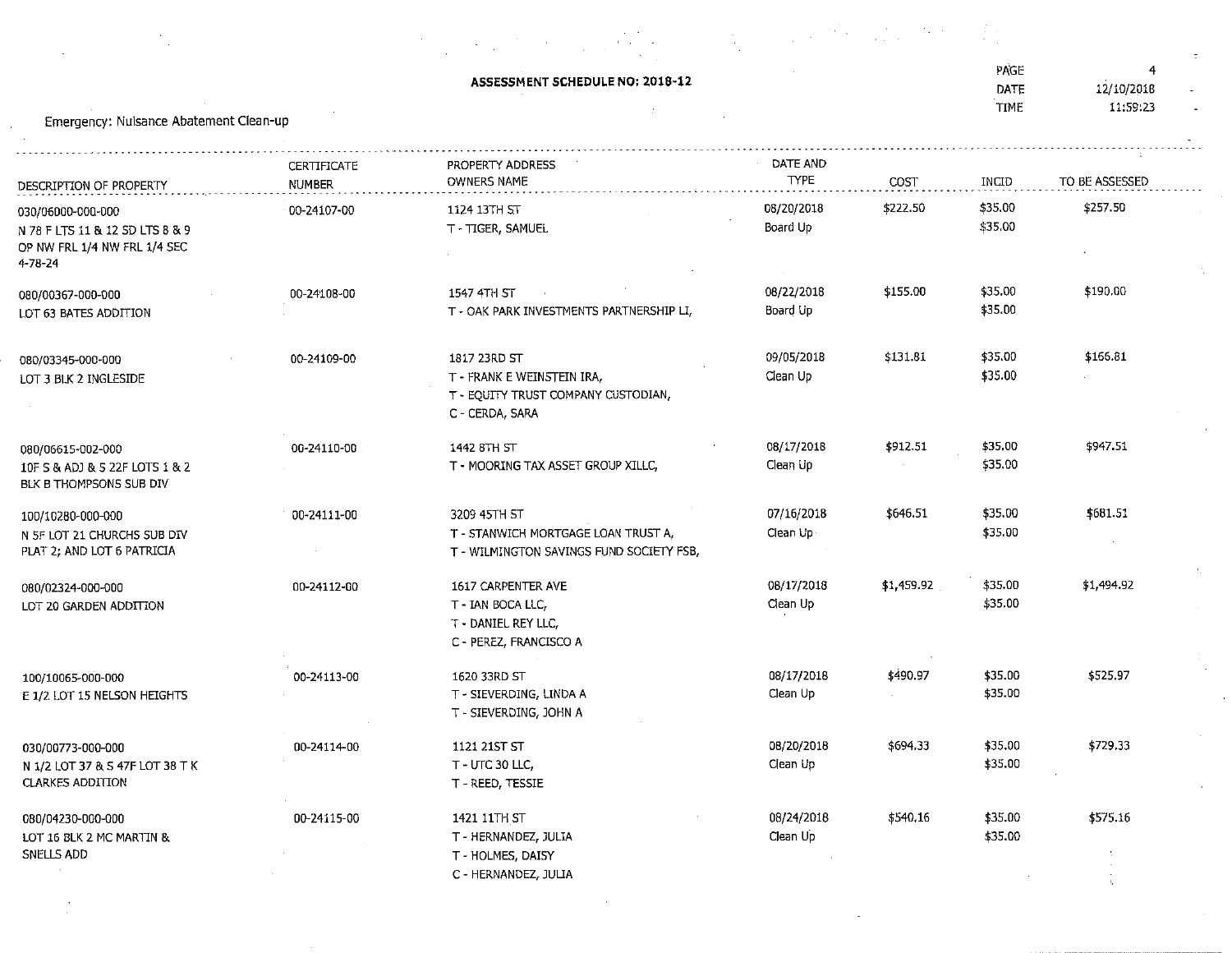# ASSESSMENT SCHEDULE NO: 2018-12

PAGE 4
DATE 12/10/2018
TIME 11:59:23

Emergency: Nuisance Abatement Clean-up

| DESCRIPTION OF PROPERTY | CERTIFICATE NUMBER | PROPERTY ADDRESS OWNERS NAME | DATE AND TYPE | COST | INCID | TO BE ASSESSED |
|---|---|---|---|---|---|---|
| 030/06000-000-000<br>N 78 F LTS 11 & 12 SD LTS 8 & 9 OP NW FRL 1/4 NW FRL 1/4 SEC 4-78-24 | 00-24107-00 | 1124 13TH ST<br>T - TIGER, SAMUEL | 08/20/2018<br>Board Up | $222.50 | $35.00<br>$35.00 | $257.50 |
| 080/00367-000-000<br>LOT 63 BATES ADDITION | 00-24108-00 | 1547 4TH ST<br>T - OAK PARK INVESTMENTS PARTNERSHIP LI, | 08/22/2018<br>Board Up | $155.00 | $35.00<br>$35.00 | $190.00 |
| 080/03345-000-000<br>LOT 3 BLK 2 INGLESIDE | 00-24109-00 | 1817 23RD ST<br>T - FRANK E WEINSTEIN IRA,<br>T - EQUITY TRUST COMPANY CUSTODIAN,<br>C - CERDA, SARA | 09/05/2018<br>Clean Up | $131.81 | $35.00<br>$35.00 | $166.81 |
| 080/06615-002-000<br>10F S & ADJ & S 22F LOTS 1 & 2 BLK B THOMPSONS SUB DIV | 00-24110-00 | 1442 8TH ST<br>T - MOORING TAX ASSET GROUP XILLC, | 08/17/2018<br>Clean Up | $912.51 | $35.00<br>$35.00 | $947.51 |
| 100/10280-000-000<br>N 5F LOT 21 CHURCHS SUB DIV PLAT 2; AND LOT 6 PATRICIA | 00-24111-00 | 3209 45TH ST<br>T - STANWICH MORTGAGE LOAN TRUST A,<br>T - WILMINGTON SAVINGS FUND SOCIETY FSB, | 07/16/2018<br>Clean Up | $646.51 | $35.00<br>$35.00 | $681.51 |
| 080/02324-000-000<br>LOT 20 GARDEN ADDITION | 00-24112-00 | 1617 CARPENTER AVE<br>T - IAN BOCA LLC,<br>T - DANIEL REY LLC,<br>C - PEREZ, FRANCISCO A | 08/17/2018<br>Clean Up | $1,459.92 | $35.00<br>$35.00 | $1,494.92 |
| 100/10065-000-000<br>E 1/2 LOT 15 NELSON HEIGHTS | 00-24113-00 | 1620 33RD ST<br>T - SIEVERDING, LINDA A<br>T - SIEVERDING, JOHN A | 08/17/2018<br>Clean Up | $490.97 | $35.00<br>$35.00 | $525.97 |
| 030/00773-000-000<br>N 1/2 LOT 37 & S 47F LOT 38 T K CLARKES ADDITION | 00-24114-00 | 1121 21ST ST<br>T - UTC 30 LLC,<br>T - REED, TESSIE | 08/20/2018<br>Clean Up | $694.33 | $35.00<br>$35.00 | $729.33 |
| 080/04230-000-000<br>LOT 16 BLK 2 MC MARTIN & SNELLS ADD | 00-24115-00 | 1421 11TH ST<br>T - HERNANDEZ, JULIA<br>T - HOLMES, DAISY<br>C - HERNANDEZ, JULIA | 08/24/2018<br>Clean Up | $540.16 | $35.00<br>$35.00 | $575.16 |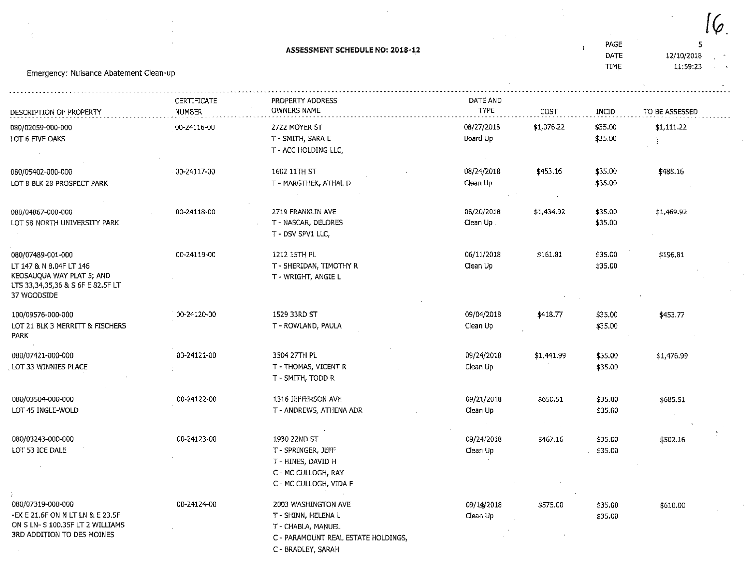## ASSESSMENT SCHEDULE NO: 2018-12

Emergency: Nuisance Abatement Clean-up

DATE 12/10/2018
TIME 11:59:23

| DESCRIPTION OF PROPERTY | CERTIFICATE NUMBER | PROPERTY ADDRESS OWNERS NAME | DATE AND TYPE | COST | INCID | TO BE ASSESSED |
|---|---|---|---|---|---|---|
| 080/02059-000-000<br>LOT 6 FIVE OAKS | 00-24116-00 | 2722 MOYER ST<br>T - SMITH, SARA E<br>T - ACC HOLDING LLC, | 08/27/2018<br>Board Up | $1,076.22 | $35.00<br>$35.00 | $1,111.22 |
| 080/05402-000-000<br>LOT 8 BLK 28 PROSPECT PARK | 00-24117-00 | 1602 11TH ST<br>T - MARGTHEK, ATHAL D | 08/24/2018<br>Clean Up | $453.16 | $35.00<br>$35.00 | $488.16 |
| 080/04867-000-000<br>LOT 58 NORTH UNIVERSITY PARK | 00-24118-00 | 2719 FRANKLIN AVE<br>T - NASCAR, DELORES<br>T - DSV SPV1 LLC, | 08/20/2018<br>Clean Up | $1,434.92 | $35.00<br>$35.00 | $1,469.92 |
| 080/07489-001-000<br>LT 147 & N 8.04F LT 146 KEOSAUQUA WAY PLAT 5; AND LTS 33,34,35,36 & S 6F E 82.5F LT 37 WOODSIDE | 00-24119-00 | 1212 15TH PL<br>T - SHERIDAN, TIMOTHY R<br>T - WRIGHT, ANGIE L | 06/11/2018<br>Clean Up | $161.81 | $35.00<br>$35.00 | $196.81 |
| 100/09576-000-000<br>LOT 21 BLK 3 MERRITT & FISCHERS PARK | 00-24120-00 | 1529 33RD ST<br>T - ROWLAND, PAULA | 09/04/2018<br>Clean Up | $418.77 | $35.00<br>$35.00 | $453.77 |
| 080/07421-000-000<br>LOT 33 WINNIES PLACE | 00-24121-00 | 3504 27TH PL<br>T - THOMAS, VICENT R<br>T - SMITH, TODD R | 09/24/2018<br>Clean Up | $1,441.99 | $35.00<br>$35.00 | $1,476.99 |
| 080/03504-000-000<br>LOT 45 INGLE-WOLD | 00-24122-00 | 1316 JEFFERSON AVE<br>T - ANDREWS, ATHENA ADR | 09/21/2018<br>Clean Up | $650.51 | $35.00<br>$35.00 | $685.51 |
| 080/03243-000-000<br>LOT 53 ICE DALE | 00-24123-00 | 1930 22ND ST<br>T - SPRINGER, JEFF<br>T - HINES, DAVID H<br>C - MC CULLOGH, RAY<br>C - MC CULLOGH, VIDA F | 09/24/2018<br>Clean Up | $467.16 | $35.00<br>$35.00 | $502.16 |
| 080/07319-000-000<br>-EX E 21.6F ON N LT LN & E 23.5F ON S LN- S 100.35F LT 2 WILLIAMS 3RD ADDITION TO DES MOINES | 00-24124-00 | 2003 WASHINGTON AVE<br>T - SHINN, HELENA L<br>T - CHABLA, MANUEL<br>C - PARAMOUNT REAL ESTATE HOLDINGS,<br>C - BRADLEY, SARAH | 09/14/2018<br>Clean Up | $575.00 | $35.00<br>$35.00 | $610.00 |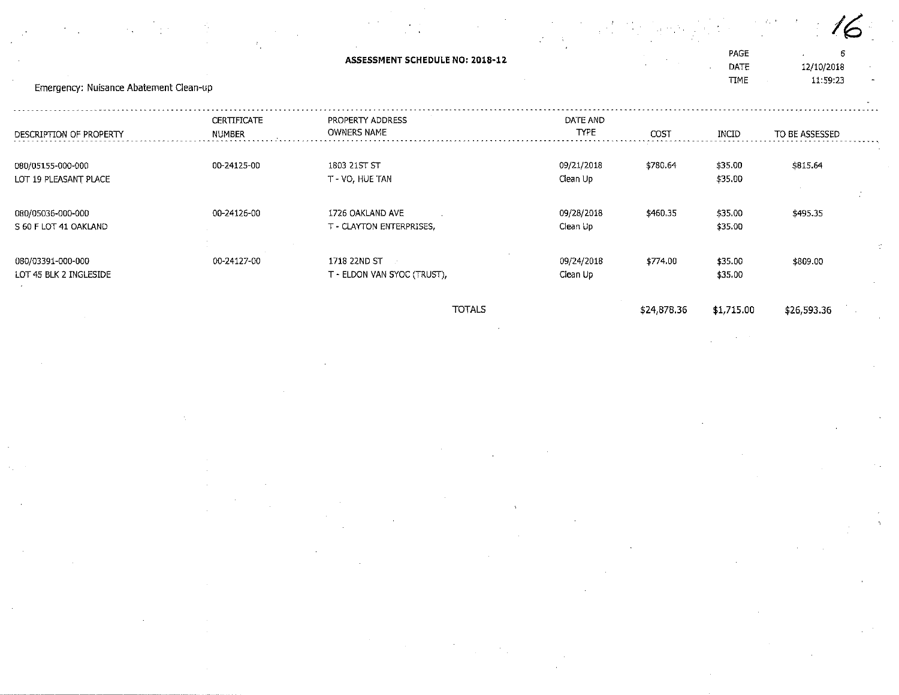**ASSESSMENT SCHEDULE NO: 2018-12**

Emergency: Nuisance Abatement Clean-up

PAGE 6
DATE 12/10/2018
TIME 11:59:23

| DESCRIPTION OF PROPERTY | CERTIFICATE NUMBER | PROPERTY ADDRESS OWNERS NAME | DATE AND TYPE | COST | INCID | TO BE ASSESSED |
|---|---|---|---|---|---|---|
| 080/05155-000-000<br>LOT 19 PLEASANT PLACE | 00-24125-00 | 1803 21ST ST<br>T - VO, HUE TAN | 09/21/2018<br>Clean Up | $780.64 | $35.00<br>$35.00 | $815.64 |
| 080/05036-000-000<br>S 60 F LOT 41 OAKLAND | 00-24126-00 | 1726 OAKLAND AVE<br>T - CLAYTON ENTERPRISES, | 09/28/2018<br>Clean Up | $460.35 | $35.00<br>$35.00 | $495.35 |
| 080/03391-000-000<br>LOT 45 BLK 2 INGLESIDE | 00-24127-00 | 1718 22ND ST<br>T - ELDON VAN SYOC (TRUST), | 09/24/2018<br>Clean Up | $774.00 | $35.00<br>$35.00 | $809.00 |
| | | TOTALS | | $24,878.36 | $1,715.00 | $26,593.36 |